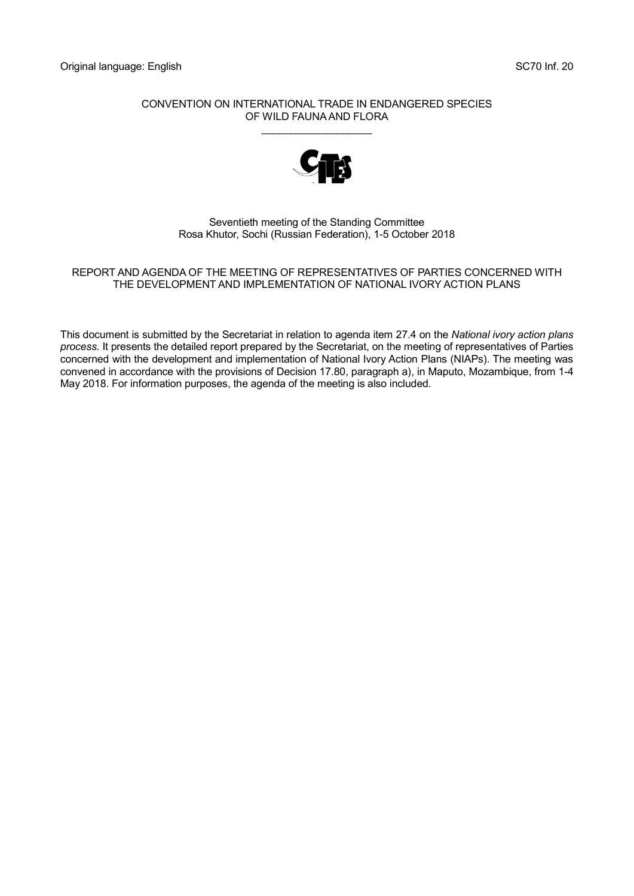Original language: English SC70 Inf. 20

CONVENTION ON INTERNATIONAL TRADE IN ENDANGERED SPECIES OF WILD FAUNA AND FLORA

\_\_\_\_\_\_\_\_\_\_\_\_\_\_\_\_\_\_\_

Seventieth meeting of the Standing Committee
Rosa Khutor, Sochi (Russian Federation), 1-5 October 2018

REPORT AND AGENDA OF THE MEETING OF REPRESENTATIVES OF PARTIES CONCERNED WITH THE DEVELOPMENT AND IMPLEMENTATION OF NATIONAL IVORY ACTION PLANS

This document is submitted by the Secretariat in relation to agenda item 27.4 on the *National ivory action plans process.* It presents the detailed report prepared by the Secretariat, on the meeting of representatives of Parties concerned with the development and implementation of National Ivory Action Plans (NIAPs). The meeting was convened in accordance with the provisions of Decision 17.80, paragraph a), in Maputo, Mozambique, from 1-4 May 2018. For information purposes, the agenda of the meeting is also included.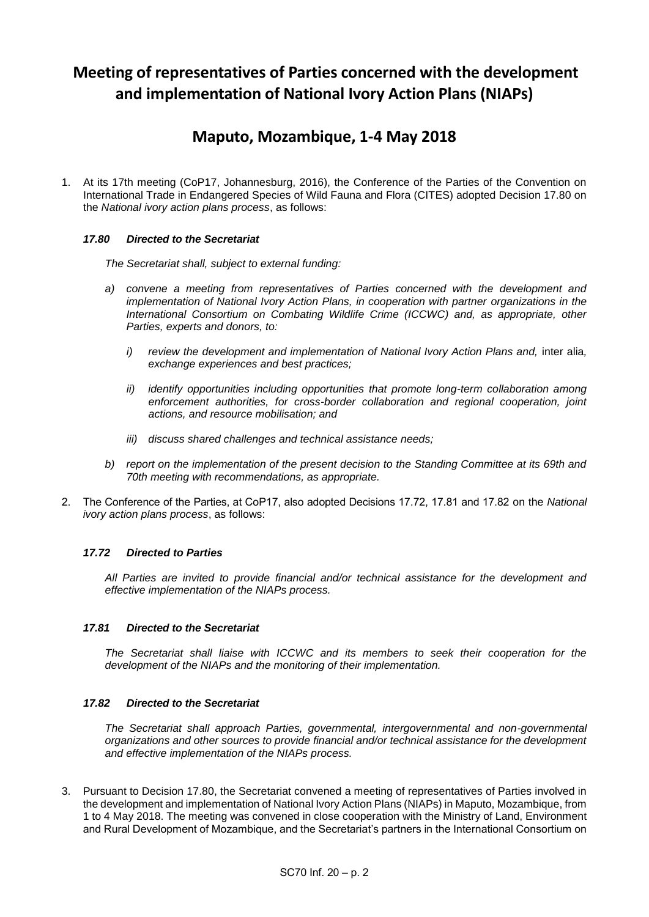# Meeting of representatives of Parties concerned with the development and implementation of National Ivory Action Plans (NIAPs)

## Maputo, Mozambique, 1-4 May 2018

1. At its 17th meeting (CoP17, Johannesburg, 2016), the Conference of the Parties of the Convention on International Trade in Endangered Species of Wild Fauna and Flora (CITES) adopted Decision 17.80 on the *National ivory action plans process*, as follows:

   ***17.80 Directed to the Secretariat***

   *The Secretariat shall, subject to external funding:*

   *a) convene a meeting from representatives of Parties concerned with the development and implementation of National Ivory Action Plans, in cooperation with partner organizations in the International Consortium on Combating Wildlife Crime (ICCWC) and, as appropriate, other Parties, experts and donors, to:*

      *i) review the development and implementation of National Ivory Action Plans and,* inter alia*, exchange experiences and best practices;*

      *ii) identify opportunities including opportunities that promote long-term collaboration among enforcement authorities, for cross-border collaboration and regional cooperation, joint actions, and resource mobilisation; and*

      *iii) discuss shared challenges and technical assistance needs;*

   *b) report on the implementation of the present decision to the Standing Committee at its 69th and 70th meeting with recommendations, as appropriate.*

2. The Conference of the Parties, at CoP17, also adopted Decisions 17.72, 17.81 and 17.82 on the *National ivory action plans process*, as follows:

   ***17.72 Directed to Parties***

   *All Parties are invited to provide financial and/or technical assistance for the development and effective implementation of the NIAPs process.*

   ***17.81 Directed to the Secretariat***

   *The Secretariat shall liaise with ICCWC and its members to seek their cooperation for the development of the NIAPs and the monitoring of their implementation.*

   ***17.82 Directed to the Secretariat***

   *The Secretariat shall approach Parties, governmental, intergovernmental and non-governmental organizations and other sources to provide financial and/or technical assistance for the development and effective implementation of the NIAPs process.*

3. Pursuant to Decision 17.80, the Secretariat convened a meeting of representatives of Parties involved in the development and implementation of National Ivory Action Plans (NIAPs) in Maputo, Mozambique, from 1 to 4 May 2018. The meeting was convened in close cooperation with the Ministry of Land, Environment and Rural Development of Mozambique, and the Secretariat's partners in the International Consortium on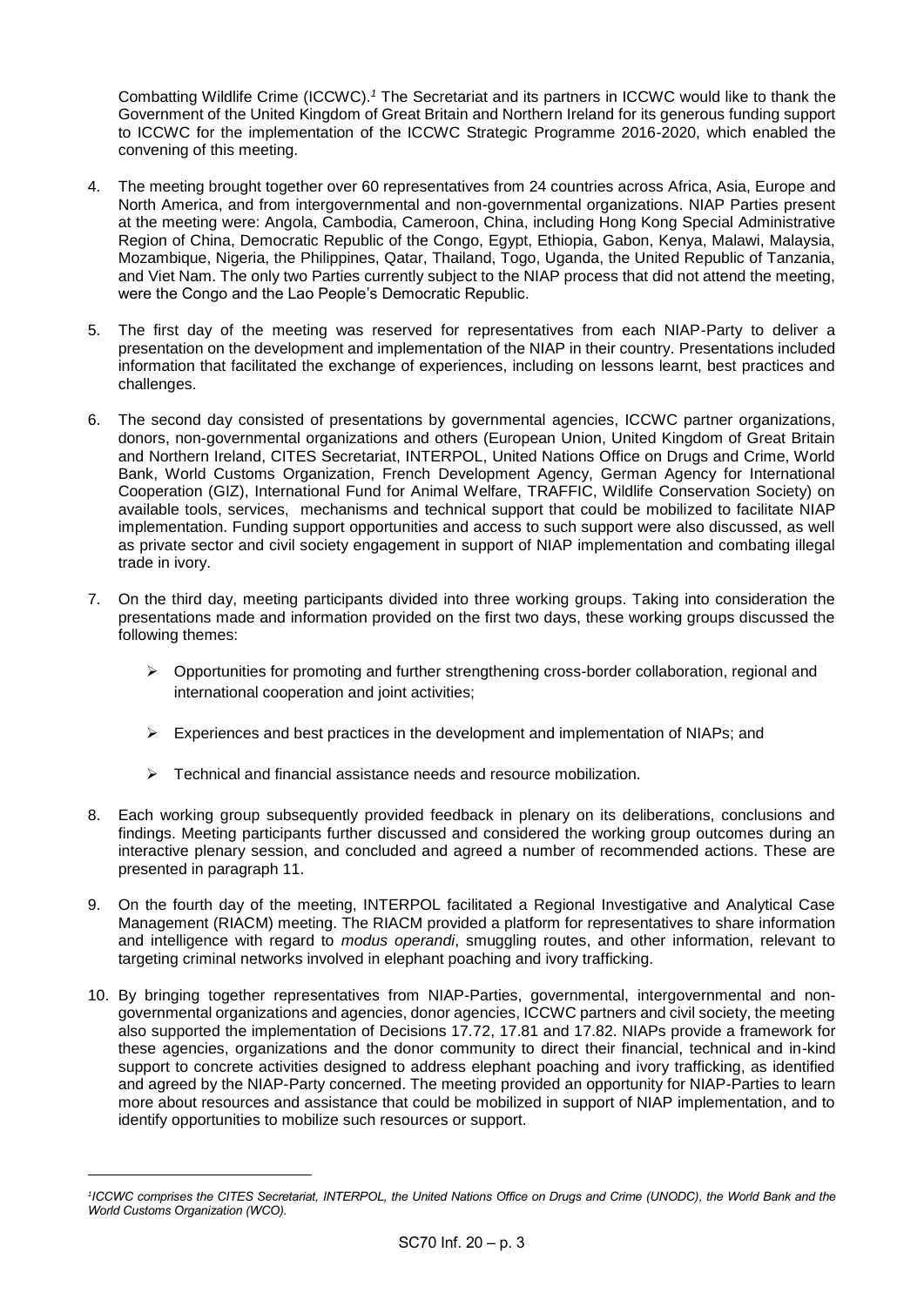Combatting Wildlife Crime (ICCWC).[1] The Secretariat and its partners in ICCWC would like to thank the Government of the United Kingdom of Great Britain and Northern Ireland for its generous funding support to ICCWC for the implementation of the ICCWC Strategic Programme 2016-2020, which enabled the convening of this meeting.

4. The meeting brought together over 60 representatives from 24 countries across Africa, Asia, Europe and North America, and from intergovernmental and non-governmental organizations. NIAP Parties present at the meeting were: Angola, Cambodia, Cameroon, China, including Hong Kong Special Administrative Region of China, Democratic Republic of the Congo, Egypt, Ethiopia, Gabon, Kenya, Malawi, Malaysia, Mozambique, Nigeria, the Philippines, Qatar, Thailand, Togo, Uganda, the United Republic of Tanzania, and Viet Nam. The only two Parties currently subject to the NIAP process that did not attend the meeting, were the Congo and the Lao People's Democratic Republic.

5. The first day of the meeting was reserved for representatives from each NIAP-Party to deliver a presentation on the development and implementation of the NIAP in their country. Presentations included information that facilitated the exchange of experiences, including on lessons learnt, best practices and challenges.

6. The second day consisted of presentations by governmental agencies, ICCWC partner organizations, donors, non-governmental organizations and others (European Union, United Kingdom of Great Britain and Northern Ireland, CITES Secretariat, INTERPOL, United Nations Office on Drugs and Crime, World Bank, World Customs Organization, French Development Agency, German Agency for International Cooperation (GIZ), International Fund for Animal Welfare, TRAFFIC, Wildlife Conservation Society) on available tools, services, mechanisms and technical support that could be mobilized to facilitate NIAP implementation. Funding support opportunities and access to such support were also discussed, as well as private sector and civil society engagement in support of NIAP implementation and combating illegal trade in ivory.

7. On the third day, meeting participants divided into three working groups. Taking into consideration the presentations made and information provided on the first two days, these working groups discussed the following themes:

   - Opportunities for promoting and further strengthening cross-border collaboration, regional and international cooperation and joint activities;
   - Experiences and best practices in the development and implementation of NIAPs; and
   - Technical and financial assistance needs and resource mobilization.

8. Each working group subsequently provided feedback in plenary on its deliberations, conclusions and findings. Meeting participants further discussed and considered the working group outcomes during an interactive plenary session, and concluded and agreed a number of recommended actions. These are presented in paragraph 11.

9. On the fourth day of the meeting, INTERPOL facilitated a Regional Investigative and Analytical Case Management (RIACM) meeting. The RIACM provided a platform for representatives to share information and intelligence with regard to *modus operandi*, smuggling routes, and other information, relevant to targeting criminal networks involved in elephant poaching and ivory trafficking.

10. By bringing together representatives from NIAP-Parties, governmental, intergovernmental and non-governmental organizations and agencies, donor agencies, ICCWC partners and civil society, the meeting also supported the implementation of Decisions 17.72, 17.81 and 17.82. NIAPs provide a framework for these agencies, organizations and the donor community to direct their financial, technical and in-kind support to concrete activities designed to address elephant poaching and ivory trafficking, as identified and agreed by the NIAP-Party concerned. The meeting provided an opportunity for NIAP-Parties to learn more about resources and assistance that could be mobilized in support of NIAP implementation, and to identify opportunities to mobilize such resources or support.

---

*[1] ICCWC comprises the CITES Secretariat, INTERPOL, the United Nations Office on Drugs and Crime (UNODC), the World Bank and the World Customs Organization (WCO).*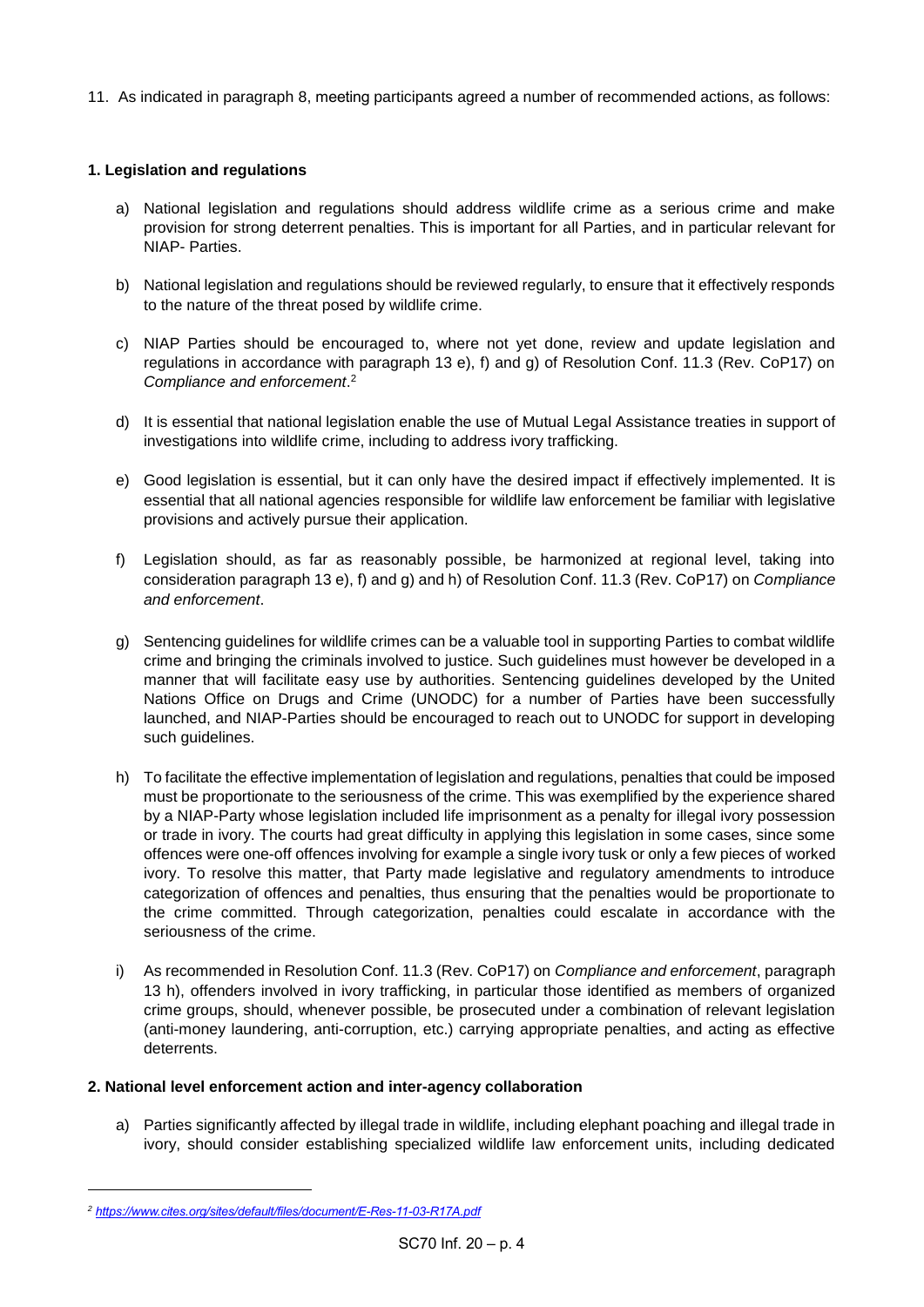11. As indicated in paragraph 8, meeting participants agreed a number of recommended actions, as follows:

**1. Legislation and regulations**

a) National legislation and regulations should address wildlife crime as a serious crime and make provision for strong deterrent penalties. This is important for all Parties, and in particular relevant for NIAP- Parties.

b) National legislation and regulations should be reviewed regularly, to ensure that it effectively responds to the nature of the threat posed by wildlife crime.

c) NIAP Parties should be encouraged to, where not yet done, review and update legislation and regulations in accordance with paragraph 13 e), f) and g) of Resolution Conf. 11.3 (Rev. CoP17) on *Compliance and enforcement*.[2]

d) It is essential that national legislation enable the use of Mutual Legal Assistance treaties in support of investigations into wildlife crime, including to address ivory trafficking.

e) Good legislation is essential, but it can only have the desired impact if effectively implemented. It is essential that all national agencies responsible for wildlife law enforcement be familiar with legislative provisions and actively pursue their application.

f) Legislation should, as far as reasonably possible, be harmonized at regional level, taking into consideration paragraph 13 e), f) and g) and h) of Resolution Conf. 11.3 (Rev. CoP17) on *Compliance and enforcement*.

g) Sentencing guidelines for wildlife crimes can be a valuable tool in supporting Parties to combat wildlife crime and bringing the criminals involved to justice. Such guidelines must however be developed in a manner that will facilitate easy use by authorities. Sentencing guidelines developed by the United Nations Office on Drugs and Crime (UNODC) for a number of Parties have been successfully launched, and NIAP-Parties should be encouraged to reach out to UNODC for support in developing such guidelines.

h) To facilitate the effective implementation of legislation and regulations, penalties that could be imposed must be proportionate to the seriousness of the crime. This was exemplified by the experience shared by a NIAP-Party whose legislation included life imprisonment as a penalty for illegal ivory possession or trade in ivory. The courts had great difficulty in applying this legislation in some cases, since some offences were one-off offences involving for example a single ivory tusk or only a few pieces of worked ivory. To resolve this matter, that Party made legislative and regulatory amendments to introduce categorization of offences and penalties, thus ensuring that the penalties would be proportionate to the crime committed. Through categorization, penalties could escalate in accordance with the seriousness of the crime.

i) As recommended in Resolution Conf. 11.3 (Rev. CoP17) on *Compliance and enforcement*, paragraph 13 h), offenders involved in ivory trafficking, in particular those identified as members of organized crime groups, should, whenever possible, be prosecuted under a combination of relevant legislation (anti-money laundering, anti-corruption, etc.) carrying appropriate penalties, and acting as effective deterrents.

**2. National level enforcement action and inter-agency collaboration**

a) Parties significantly affected by illegal trade in wildlife, including elephant poaching and illegal trade in ivory, should consider establishing specialized wildlife law enforcement units, including dedicated

---

[2] *https://www.cites.org/sites/default/files/document/E-Res-11-03-R17A.pdf*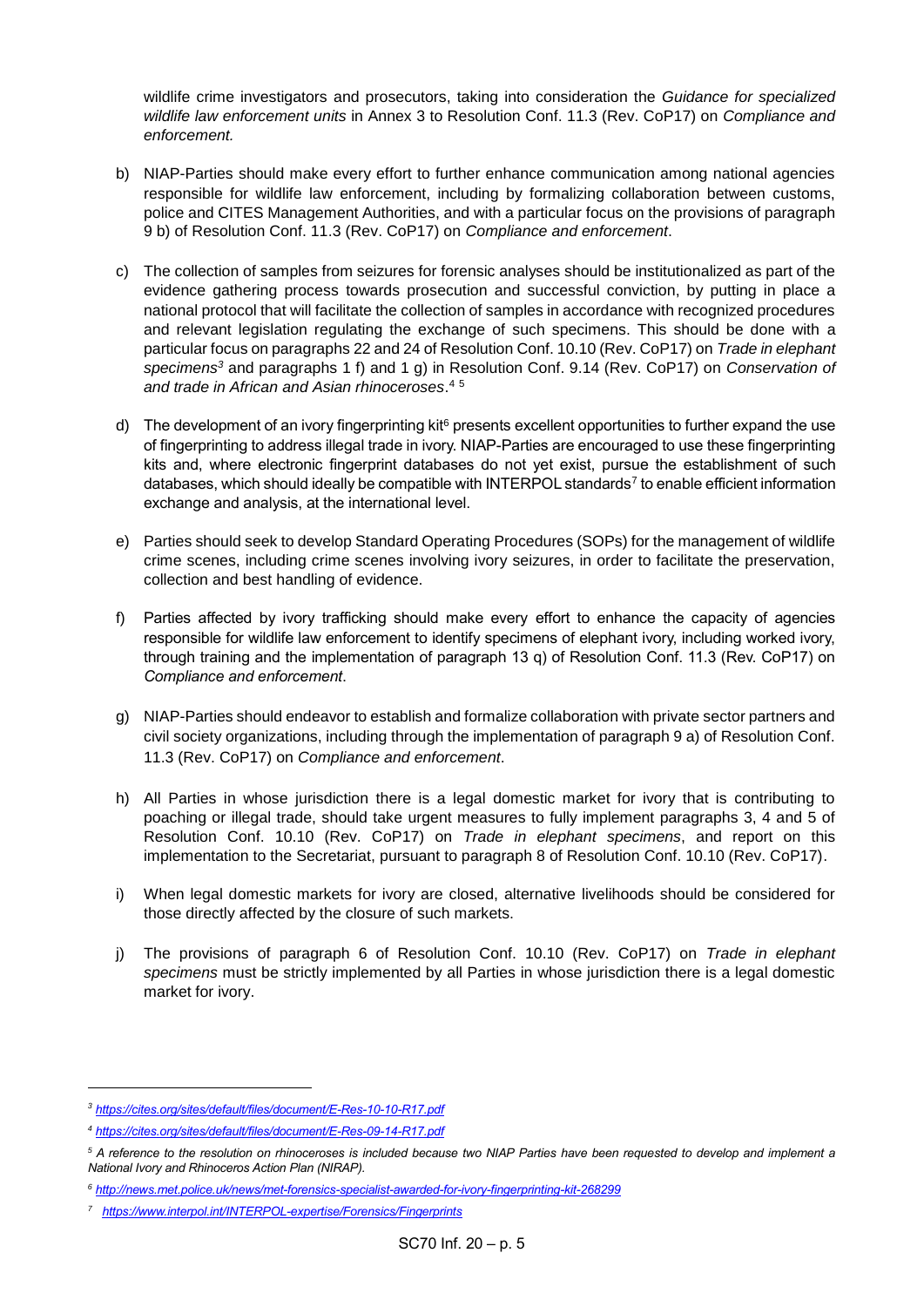wildlife crime investigators and prosecutors, taking into consideration the *Guidance for specialized wildlife law enforcement units* in Annex 3 to Resolution Conf. 11.3 (Rev. CoP17) on *Compliance and enforcement.*

b) NIAP-Parties should make every effort to further enhance communication among national agencies responsible for wildlife law enforcement, including by formalizing collaboration between customs, police and CITES Management Authorities, and with a particular focus on the provisions of paragraph 9 b) of Resolution Conf. 11.3 (Rev. CoP17) on *Compliance and enforcement*.

c) The collection of samples from seizures for forensic analyses should be institutionalized as part of the evidence gathering process towards prosecution and successful conviction, by putting in place a national protocol that will facilitate the collection of samples in accordance with recognized procedures and relevant legislation regulating the exchange of such specimens. This should be done with a particular focus on paragraphs 22 and 24 of Resolution Conf. 10.10 (Rev. CoP17) on *Trade in elephant specimens*[3] and paragraphs 1 f) and 1 g) in Resolution Conf. 9.14 (Rev. CoP17) on *Conservation of and trade in African and Asian rhinoceroses*.[4] [5]

d) The development of an ivory fingerprinting kit[6] presents excellent opportunities to further expand the use of fingerprinting to address illegal trade in ivory. NIAP-Parties are encouraged to use these fingerprinting kits and, where electronic fingerprint databases do not yet exist, pursue the establishment of such databases, which should ideally be compatible with INTERPOL standards[7] to enable efficient information exchange and analysis, at the international level.

e) Parties should seek to develop Standard Operating Procedures (SOPs) for the management of wildlife crime scenes, including crime scenes involving ivory seizures, in order to facilitate the preservation, collection and best handling of evidence.

f) Parties affected by ivory trafficking should make every effort to enhance the capacity of agencies responsible for wildlife law enforcement to identify specimens of elephant ivory, including worked ivory, through training and the implementation of paragraph 13 q) of Resolution Conf. 11.3 (Rev. CoP17) on *Compliance and enforcement*.

g) NIAP-Parties should endeavor to establish and formalize collaboration with private sector partners and civil society organizations, including through the implementation of paragraph 9 a) of Resolution Conf. 11.3 (Rev. CoP17) on *Compliance and enforcement*.

h) All Parties in whose jurisdiction there is a legal domestic market for ivory that is contributing to poaching or illegal trade, should take urgent measures to fully implement paragraphs 3, 4 and 5 of Resolution Conf. 10.10 (Rev. CoP17) on *Trade in elephant specimens*, and report on this implementation to the Secretariat, pursuant to paragraph 8 of Resolution Conf. 10.10 (Rev. CoP17).

i) When legal domestic markets for ivory are closed, alternative livelihoods should be considered for those directly affected by the closure of such markets.

j) The provisions of paragraph 6 of Resolution Conf. 10.10 (Rev. CoP17) on *Trade in elephant specimens* must be strictly implemented by all Parties in whose jurisdiction there is a legal domestic market for ivory.

---

[3] *https://cites.org/sites/default/files/document/E-Res-10-10-R17.pdf*

[4] *https://cites.org/sites/default/files/document/E-Res-09-14-R17.pdf*

[5] *A reference to the resolution on rhinoceroses is included because two NIAP Parties have been requested to develop and implement a National Ivory and Rhinoceros Action Plan (NIRAP).*

[6] *http://news.met.police.uk/news/met-forensics-specialist-awarded-for-ivory-fingerprinting-kit-268299*

[7] *https://www.interpol.int/INTERPOL-expertise/Forensics/Fingerprints*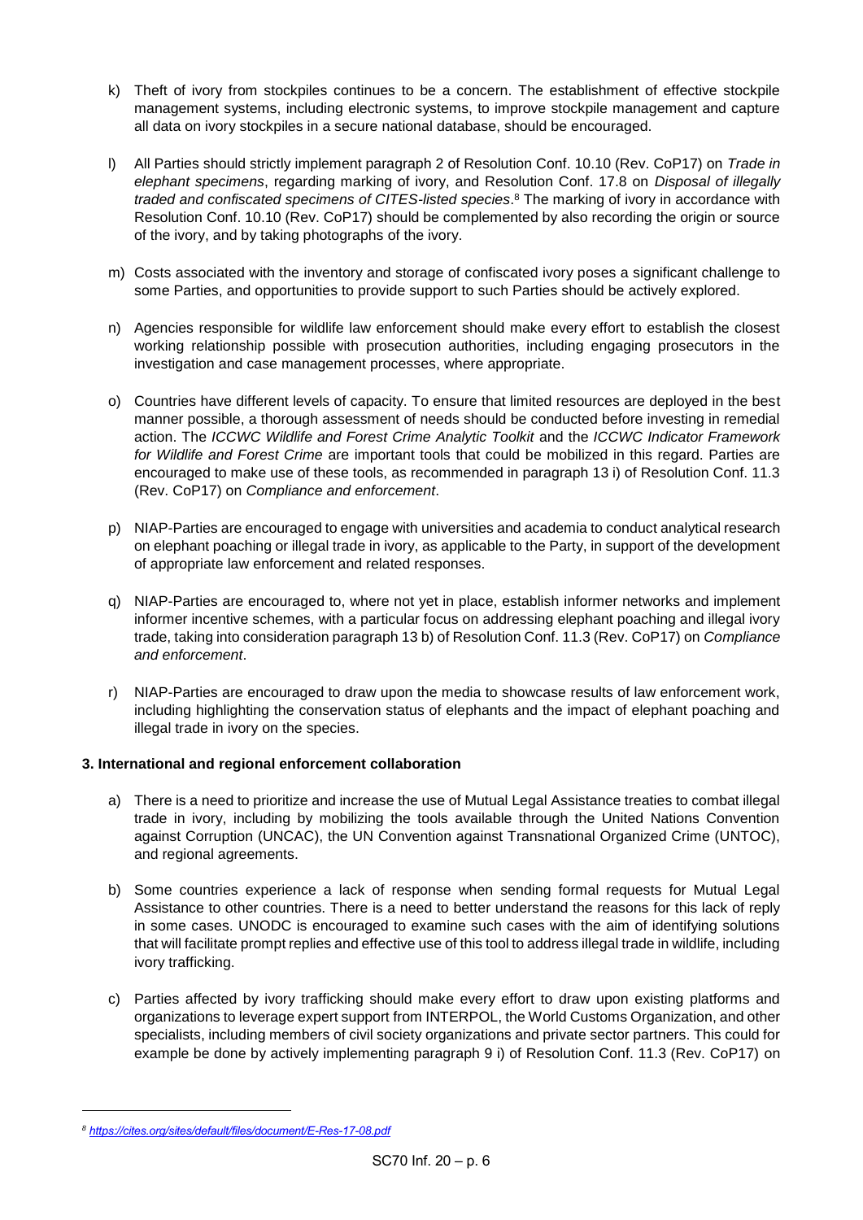k) Theft of ivory from stockpiles continues to be a concern. The establishment of effective stockpile management systems, including electronic systems, to improve stockpile management and capture all data on ivory stockpiles in a secure national database, should be encouraged.

l) All Parties should strictly implement paragraph 2 of Resolution Conf. 10.10 (Rev. CoP17) on *Trade in elephant specimens*, regarding marking of ivory, and Resolution Conf. 17.8 on *Disposal of illegally traded and confiscated specimens of CITES-listed species*.[8] The marking of ivory in accordance with Resolution Conf. 10.10 (Rev. CoP17) should be complemented by also recording the origin or source of the ivory, and by taking photographs of the ivory.

m) Costs associated with the inventory and storage of confiscated ivory poses a significant challenge to some Parties, and opportunities to provide support to such Parties should be actively explored.

n) Agencies responsible for wildlife law enforcement should make every effort to establish the closest working relationship possible with prosecution authorities, including engaging prosecutors in the investigation and case management processes, where appropriate.

o) Countries have different levels of capacity. To ensure that limited resources are deployed in the best manner possible, a thorough assessment of needs should be conducted before investing in remedial action. The *ICCWC Wildlife and Forest Crime Analytic Toolkit* and the *ICCWC Indicator Framework for Wildlife and Forest Crime* are important tools that could be mobilized in this regard. Parties are encouraged to make use of these tools, as recommended in paragraph 13 i) of Resolution Conf. 11.3 (Rev. CoP17) on *Compliance and enforcement*.

p) NIAP-Parties are encouraged to engage with universities and academia to conduct analytical research on elephant poaching or illegal trade in ivory, as applicable to the Party, in support of the development of appropriate law enforcement and related responses.

q) NIAP-Parties are encouraged to, where not yet in place, establish informer networks and implement informer incentive schemes, with a particular focus on addressing elephant poaching and illegal ivory trade, taking into consideration paragraph 13 b) of Resolution Conf. 11.3 (Rev. CoP17) on *Compliance and enforcement*.

r) NIAP-Parties are encouraged to draw upon the media to showcase results of law enforcement work, including highlighting the conservation status of elephants and the impact of elephant poaching and illegal trade in ivory on the species.

### 3. International and regional enforcement collaboration

a) There is a need to prioritize and increase the use of Mutual Legal Assistance treaties to combat illegal trade in ivory, including by mobilizing the tools available through the United Nations Convention against Corruption (UNCAC), the UN Convention against Transnational Organized Crime (UNTOC), and regional agreements.

b) Some countries experience a lack of response when sending formal requests for Mutual Legal Assistance to other countries. There is a need to better understand the reasons for this lack of reply in some cases. UNODC is encouraged to examine such cases with the aim of identifying solutions that will facilitate prompt replies and effective use of this tool to address illegal trade in wildlife, including ivory trafficking.

c) Parties affected by ivory trafficking should make every effort to draw upon existing platforms and organizations to leverage expert support from INTERPOL, the World Customs Organization, and other specialists, including members of civil society organizations and private sector partners. This could for example be done by actively implementing paragraph 9 i) of Resolution Conf. 11.3 (Rev. CoP17) on

[8] https://cites.org/sites/default/files/document/E-Res-17-08.pdf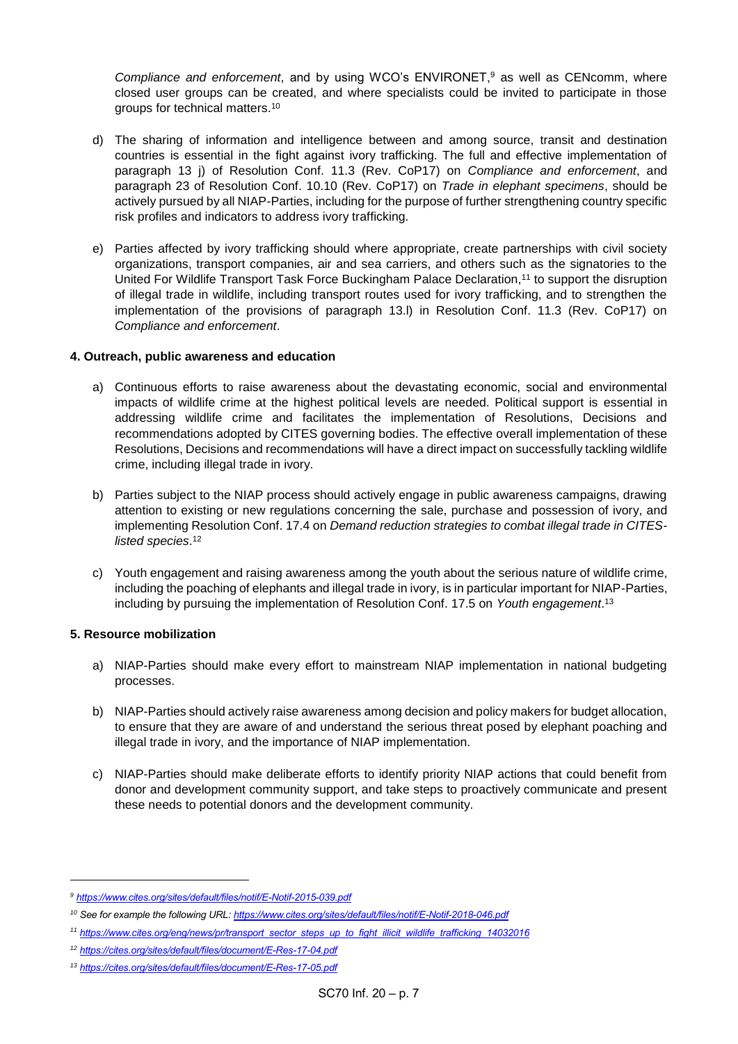*Compliance and enforcement*, and by using WCO's ENVIRONET,[9] as well as CENcomm, where closed user groups can be created, and where specialists could be invited to participate in those groups for technical matters.[10]

d) The sharing of information and intelligence between and among source, transit and destination countries is essential in the fight against ivory trafficking. The full and effective implementation of paragraph 13 j) of Resolution Conf. 11.3 (Rev. CoP17) on *Compliance and enforcement*, and paragraph 23 of Resolution Conf. 10.10 (Rev. CoP17) on *Trade in elephant specimens*, should be actively pursued by all NIAP-Parties, including for the purpose of further strengthening country specific risk profiles and indicators to address ivory trafficking.

e) Parties affected by ivory trafficking should where appropriate, create partnerships with civil society organizations, transport companies, air and sea carriers, and others such as the signatories to the United For Wildlife Transport Task Force Buckingham Palace Declaration,[11] to support the disruption of illegal trade in wildlife, including transport routes used for ivory trafficking, and to strengthen the implementation of the provisions of paragraph 13.l) in Resolution Conf. 11.3 (Rev. CoP17) on *Compliance and enforcement*.

**4. Outreach, public awareness and education**

a) Continuous efforts to raise awareness about the devastating economic, social and environmental impacts of wildlife crime at the highest political levels are needed. Political support is essential in addressing wildlife crime and facilitates the implementation of Resolutions, Decisions and recommendations adopted by CITES governing bodies. The effective overall implementation of these Resolutions, Decisions and recommendations will have a direct impact on successfully tackling wildlife crime, including illegal trade in ivory.

b) Parties subject to the NIAP process should actively engage in public awareness campaigns, drawing attention to existing or new regulations concerning the sale, purchase and possession of ivory, and implementing Resolution Conf. 17.4 on *Demand reduction strategies to combat illegal trade in CITES-listed species*.[12]

c) Youth engagement and raising awareness among the youth about the serious nature of wildlife crime, including the poaching of elephants and illegal trade in ivory, is in particular important for NIAP-Parties, including by pursuing the implementation of Resolution Conf. 17.5 on *Youth engagement*.[13]

**5. Resource mobilization**

a) NIAP-Parties should make every effort to mainstream NIAP implementation in national budgeting processes.

b) NIAP-Parties should actively raise awareness among decision and policy makers for budget allocation, to ensure that they are aware of and understand the serious threat posed by elephant poaching and illegal trade in ivory, and the importance of NIAP implementation.

c) NIAP-Parties should make deliberate efforts to identify priority NIAP actions that could benefit from donor and development community support, and take steps to proactively communicate and present these needs to potential donors and the development community.

---

[9] https://www.cites.org/sites/default/files/notif/E-Notif-2015-039.pdf

[10] See for example the following URL: https://www.cites.org/sites/default/files/notif/E-Notif-2018-046.pdf

[11] https://www.cites.org/eng/news/pr/transport_sector_steps_up_to_fight_illicit_wildlife_trafficking_14032016

[12] https://cites.org/sites/default/files/document/E-Res-17-04.pdf

[13] https://cites.org/sites/default/files/document/E-Res-17-05.pdf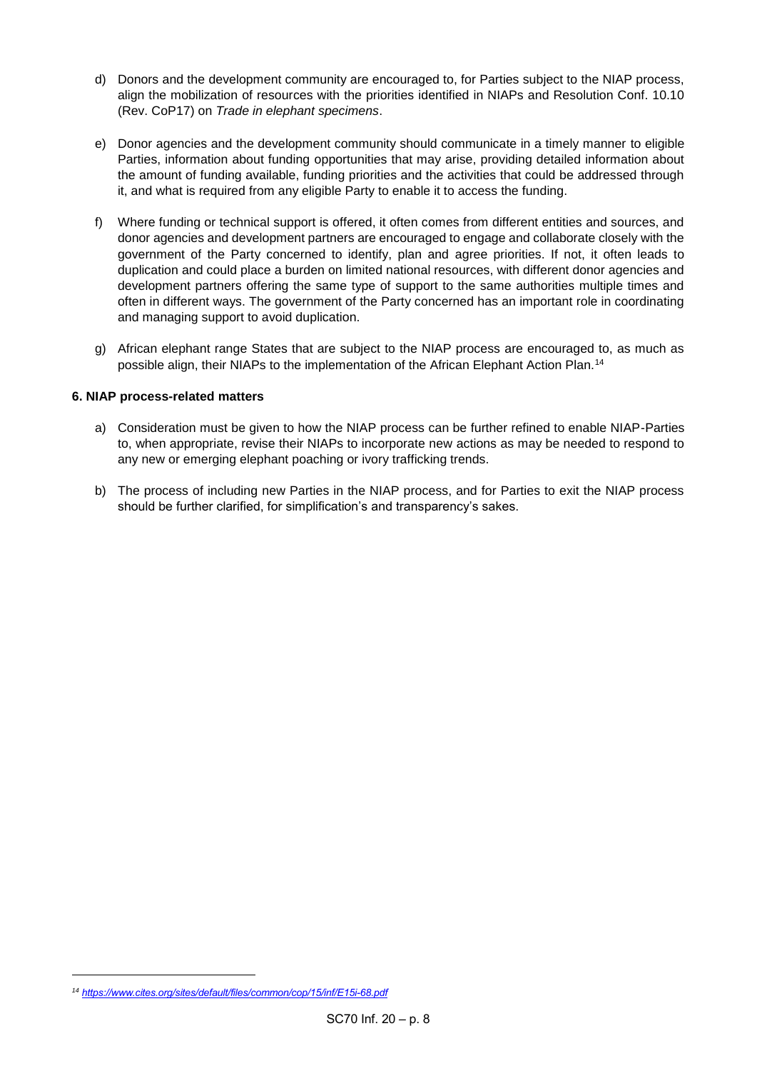d) Donors and the development community are encouraged to, for Parties subject to the NIAP process, align the mobilization of resources with the priorities identified in NIAPs and Resolution Conf. 10.10 (Rev. CoP17) on *Trade in elephant specimens*.

e) Donor agencies and the development community should communicate in a timely manner to eligible Parties, information about funding opportunities that may arise, providing detailed information about the amount of funding available, funding priorities and the activities that could be addressed through it, and what is required from any eligible Party to enable it to access the funding.

f) Where funding or technical support is offered, it often comes from different entities and sources, and donor agencies and development partners are encouraged to engage and collaborate closely with the government of the Party concerned to identify, plan and agree priorities. If not, it often leads to duplication and could place a burden on limited national resources, with different donor agencies and development partners offering the same type of support to the same authorities multiple times and often in different ways. The government of the Party concerned has an important role in coordinating and managing support to avoid duplication.

g) African elephant range States that are subject to the NIAP process are encouraged to, as much as possible align, their NIAPs to the implementation of the African Elephant Action Plan.[14]

**6. NIAP process-related matters**

a) Consideration must be given to how the NIAP process can be further refined to enable NIAP-Parties to, when appropriate, revise their NIAPs to incorporate new actions as may be needed to respond to any new or emerging elephant poaching or ivory trafficking trends.

b) The process of including new Parties in the NIAP process, and for Parties to exit the NIAP process should be further clarified, for simplification's and transparency's sakes.

---

[14] https://www.cites.org/sites/default/files/common/cop/15/inf/E15i-68.pdf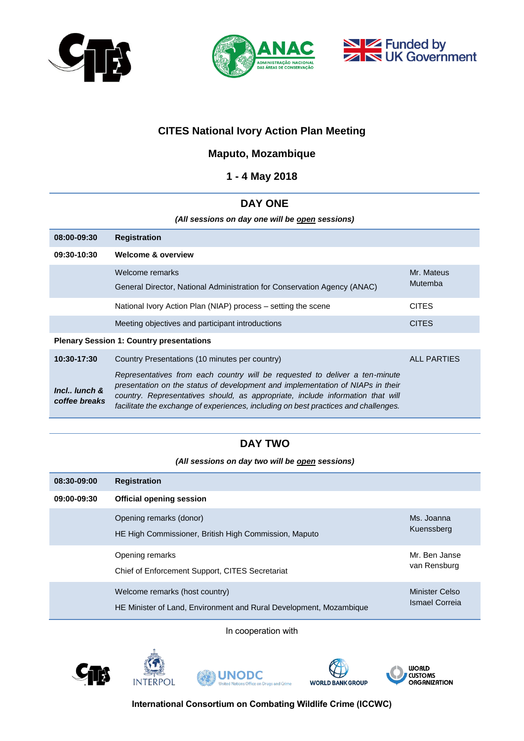Funded by UK Government

# CITES National Ivory Action Plan Meeting

## Maputo, Mozambique

## 1 - 4 May 2018

## DAY ONE

***(All sessions on day one will be open sessions)***

| | | |
|---|---|---|
| **08:00-09:30** | **Registration** | |
| **09:30-10:30** | **Welcome & overview** | |
| | Welcome remarks<br>General Director, National Administration for Conservation Agency (ANAC) | Mr. Mateus Mutemba |
| | National Ivory Action Plan (NIAP) process – setting the scene | CITES |
| | Meeting objectives and participant introductions | CITES |
| **Plenary Session 1: Country presentations** | | |
| **10:30-17:30**<br>***Incl.. lunch & coffee breaks*** | Country Presentations (10 minutes per country)<br>*Representatives from each country will be requested to deliver a ten-minute presentation on the status of development and implementation of NIAPs in their country. Representatives should, as appropriate, include information that will facilitate the exchange of experiences, including on best practices and challenges.* | ALL PARTIES |

## DAY TWO

***(All sessions on day two will be open sessions)***

| | | |
|---|---|---|
| **08:30-09:00** | **Registration** | |
| **09:00-09:30** | **Official opening session** | |
| | Opening remarks (donor)<br>HE High Commissioner, British High Commission, Maputo | Ms. Joanna Kuenssberg |
| | Opening remarks<br>Chief of Enforcement Support, CITES Secretariat | Mr. Ben Janse van Rensburg |
| | Welcome remarks (host country)<br>HE Minister of Land, Environment and Rural Development, Mozambique | Minister Celso Ismael Correia |

In cooperation with

**International Consortium on Combating Wildlife Crime (ICCWC)**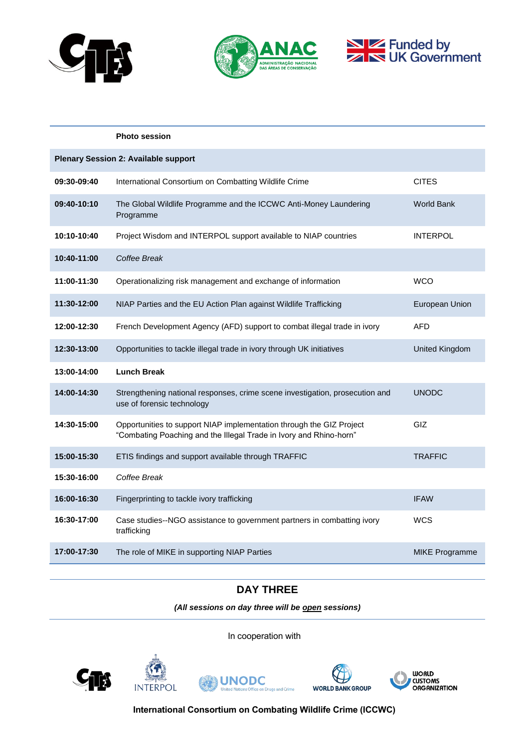| | | |
|---|---|---|
| | **Photo session** | |
| **Plenary Session 2: Available support** | | |
| **09:30-09:40** | International Consortium on Combatting Wildlife Crime | CITES |
| **09:40-10:10** | The Global Wildlife Programme and the ICCWC Anti-Money Laundering Programme | World Bank |
| **10:10-10:40** | Project Wisdom and INTERPOL support available to NIAP countries | INTERPOL |
| **10:40-11:00** | *Coffee Break* | |
| **11:00-11:30** | Operationalizing risk management and exchange of information | WCO |
| **11:30-12:00** | NIAP Parties and the EU Action Plan against Wildlife Trafficking | European Union |
| **12:00-12:30** | French Development Agency (AFD) support to combat illegal trade in ivory | AFD |
| **12:30-13:00** | Opportunities to tackle illegal trade in ivory through UK initiatives | United Kingdom |
| **13:00-14:00** | **Lunch Break** | |
| **14:00-14:30** | Strengthening national responses, crime scene investigation, prosecution and use of forensic technology | UNODC |
| **14:30-15:00** | Opportunities to support NIAP implementation through the GIZ Project "Combating Poaching and the Illegal Trade in Ivory and Rhino-horn" | GIZ |
| **15:00-15:30** | ETIS findings and support available through TRAFFIC | TRAFFIC |
| **15:30-16:00** | *Coffee Break* | |
| **16:00-16:30** | Fingerprinting to tackle ivory trafficking | IFAW |
| **16:30-17:00** | Case studies--NGO assistance to government partners in combatting ivory trafficking | WCS |
| **17:00-17:30** | The role of MIKE in supporting NIAP Parties | MIKE Programme |

## DAY THREE

***(All sessions on day three will be open sessions)***

In cooperation with

**International Consortium on Combating Wildlife Crime (ICCWC)**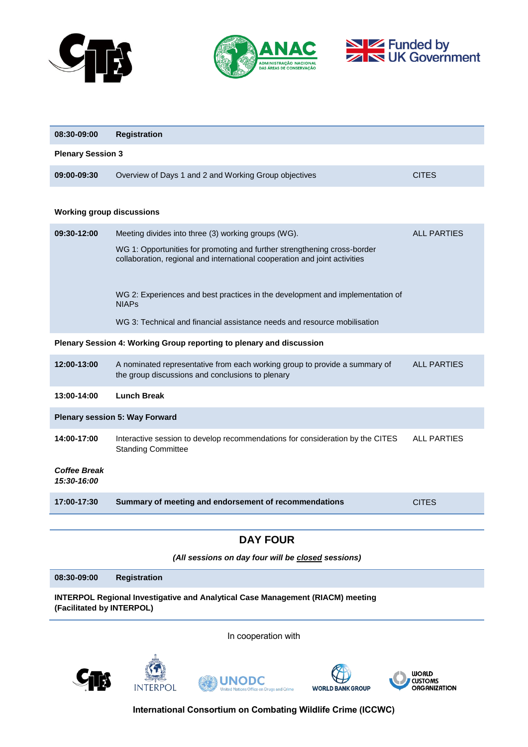| | | |
|---|---|---|
| **08:30-09:00** | **Registration** | |
| **Plenary Session 3** | | |
| **09:00-09:30** | Overview of Days 1 and 2 and Working Group objectives | CITES |
| **Working group discussions** | | |
| **09:30-12:00** | Meeting divides into three (3) working groups (WG).<br><br>WG 1: Opportunities for promoting and further strengthening cross-border collaboration, regional and international cooperation and joint activities<br><br>WG 2: Experiences and best practices in the development and implementation of NIAPs<br><br>WG 3: Technical and financial assistance needs and resource mobilisation | ALL PARTIES |
| **Plenary Session 4: Working Group reporting to plenary and discussion** | | |
| **12:00-13:00** | A nominated representative from each working group to provide a summary of the group discussions and conclusions to plenary | ALL PARTIES |
| **13:00-14:00** | **Lunch Break** | |
| **Plenary session 5: Way Forward** | | |
| **14:00-17:00** | Interactive session to develop recommendations for consideration by the CITES Standing Committee | ALL PARTIES |
| ***Coffee Break 15:30-16:00*** | | |
| **17:00-17:30** | **Summary of meeting and endorsement of recommendations** | CITES |

## DAY FOUR

***(All sessions on day four will be closed sessions)***

| | |
|---|---|
| **08:30-09:00** | **Registration** |
| **INTERPOL Regional Investigative and Analytical Case Management (RIACM) meeting (Facilitated by INTERPOL)** | |

In cooperation with

**International Consortium on Combating Wildlife Crime (ICCWC)**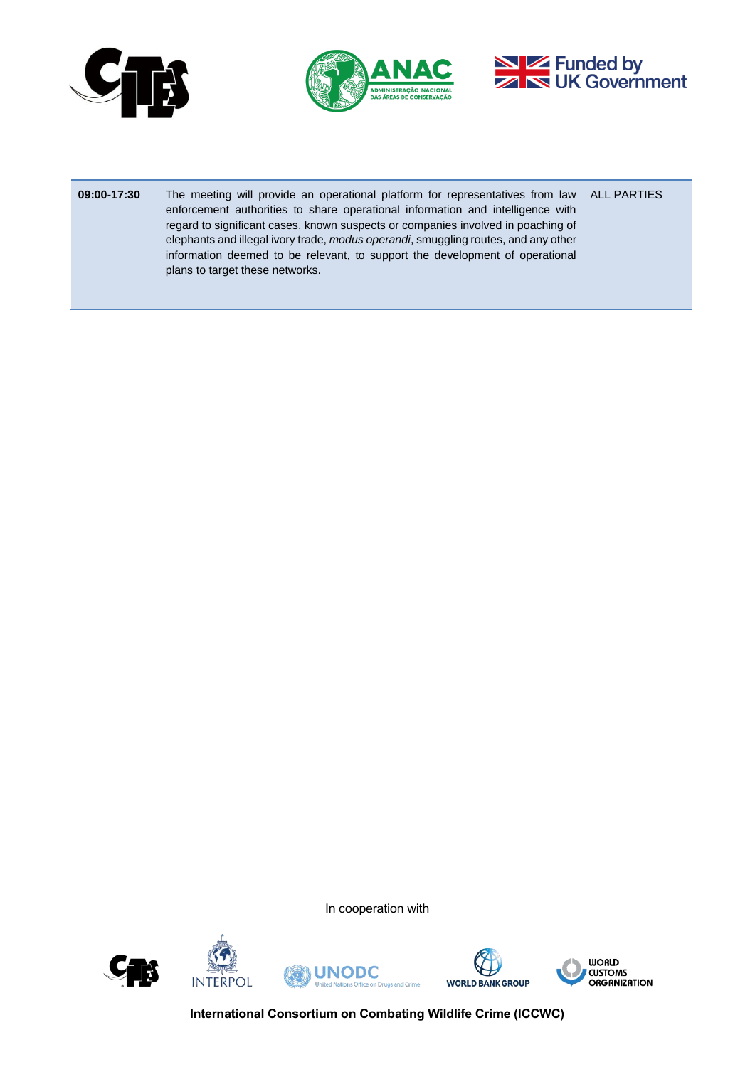| | | |
|---|---|---|
| **09:00-17:30** | The meeting will provide an operational platform for representatives from law enforcement authorities to share operational information and intelligence with regard to significant cases, known suspects or companies involved in poaching of elephants and illegal ivory trade, *modus operandi*, smuggling routes, and any other information deemed to be relevant, to support the development of operational plans to target these networks. | ALL PARTIES |

In cooperation with

**International Consortium on Combating Wildlife Crime (ICCWC)**